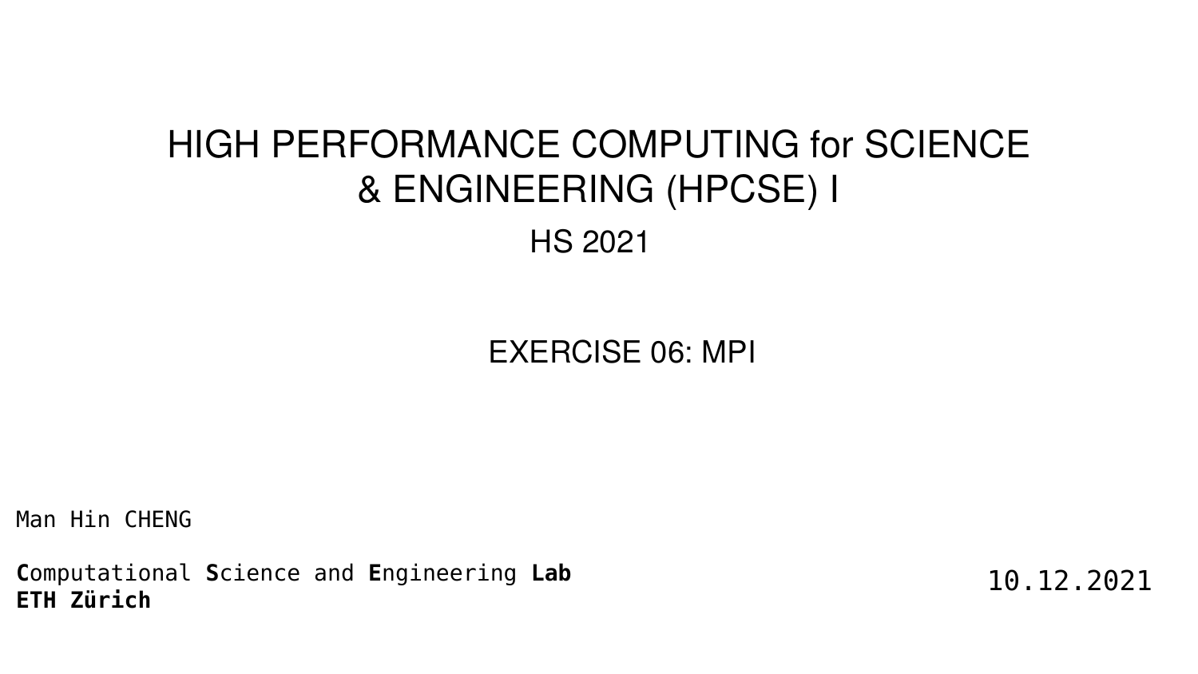# HIGH PERFORMANCE COMPUTING for SCIENCE & ENGINEERING (HPCSE) I

HS 2021

## EXERCISE 06: MPI

Man Hin CHENG

**C**omputational **S**cience and **E**ngineering **Lab**
**ETH Zürich**

10.12.2021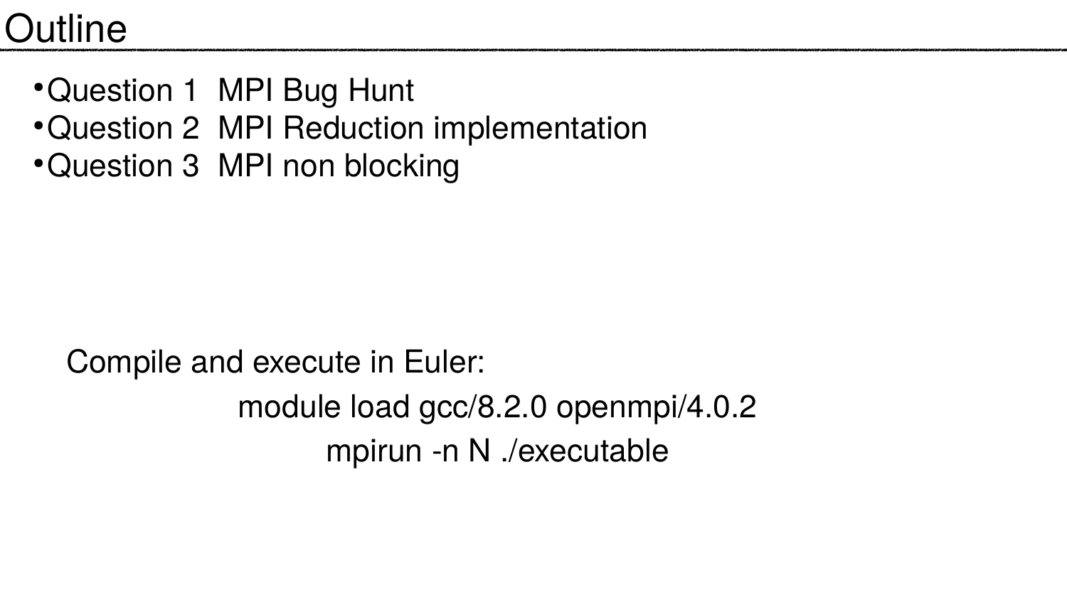# Outline

- Question 1 MPI Bug Hunt
- Question 2 MPI Reduction implementation
- Question 3 MPI non blocking

Compile and execute in Euler:

module load gcc/8.2.0 openmpi/4.0.2

mpirun -n N ./executable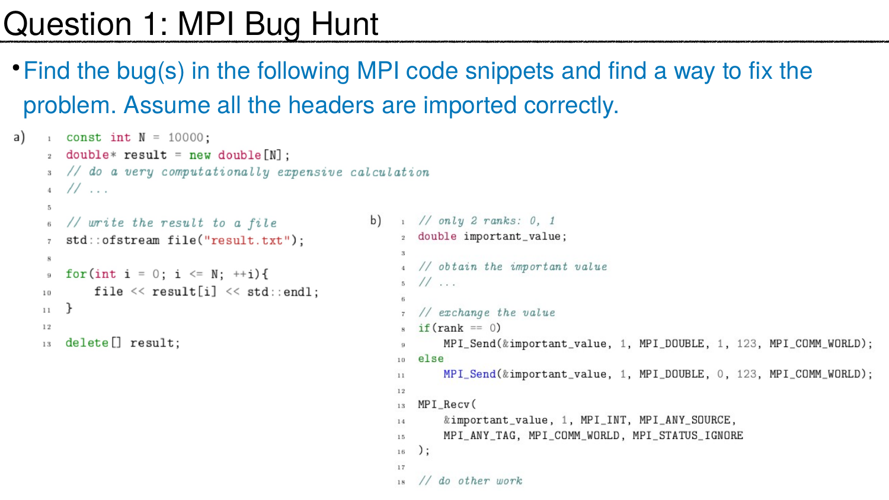# Question 1: MPI Bug Hunt

- Find the bug(s) in the following MPI code snippets and find a way to fix the problem. Assume all the headers are imported correctly.

a)

```cpp
const int N = 10000;
double* result = new double[N];
// do a very computationally expensive calculation
// ...

// write the result to a file
std::ofstream file("result.txt");

for(int i = 0; i <= N; ++i){
    file << result[i] << std::endl;
}

delete[] result;
```

b)

```cpp
// only 2 ranks: 0, 1
double important_value;

// obtain the important value
// ...

// exchange the value
if(rank == 0)
    MPI_Send(&important_value, 1, MPI_DOUBLE, 1, 123, MPI_COMM_WORLD);
else
    MPI_Send(&important_value, 1, MPI_DOUBLE, 0, 123, MPI_COMM_WORLD);

MPI_Recv(
    &important_value, 1, MPI_INT, MPI_ANY_SOURCE,
    MPI_ANY_TAG, MPI_COMM_WORLD, MPI_STATUS_IGNORE
);

// do other work
```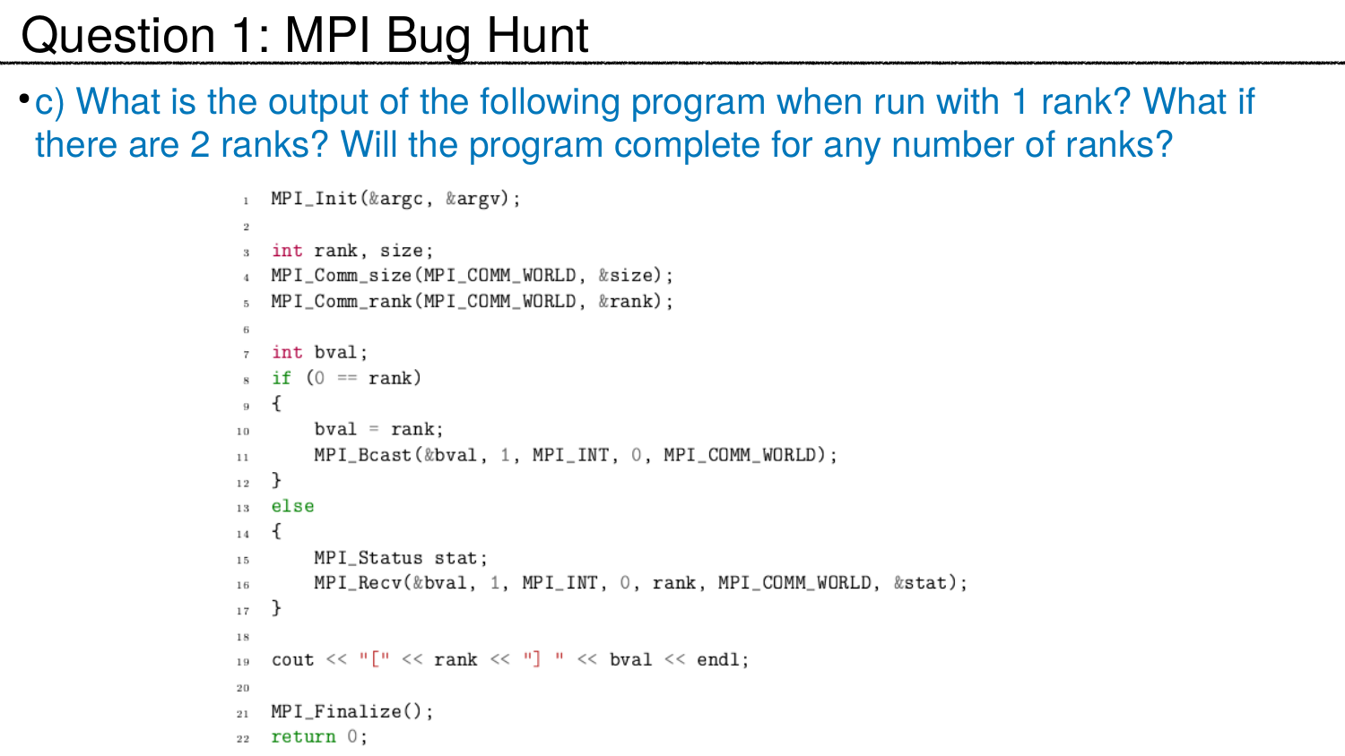# Question 1: MPI Bug Hunt

- c) What is the output of the following program when run with 1 rank? What if there are 2 ranks? Will the program complete for any number of ranks?

```
MPI_Init(&argc, &argv);

int rank, size;
MPI_Comm_size(MPI_COMM_WORLD, &size);
MPI_Comm_rank(MPI_COMM_WORLD, &rank);

int bval;
if (0 == rank)
{
    bval = rank;
    MPI_Bcast(&bval, 1, MPI_INT, 0, MPI_COMM_WORLD);
}
else
{
    MPI_Status stat;
    MPI_Recv(&bval, 1, MPI_INT, 0, rank, MPI_COMM_WORLD, &stat);
}

cout << "[" << rank << "] " << bval << endl;

MPI_Finalize();
return 0;
```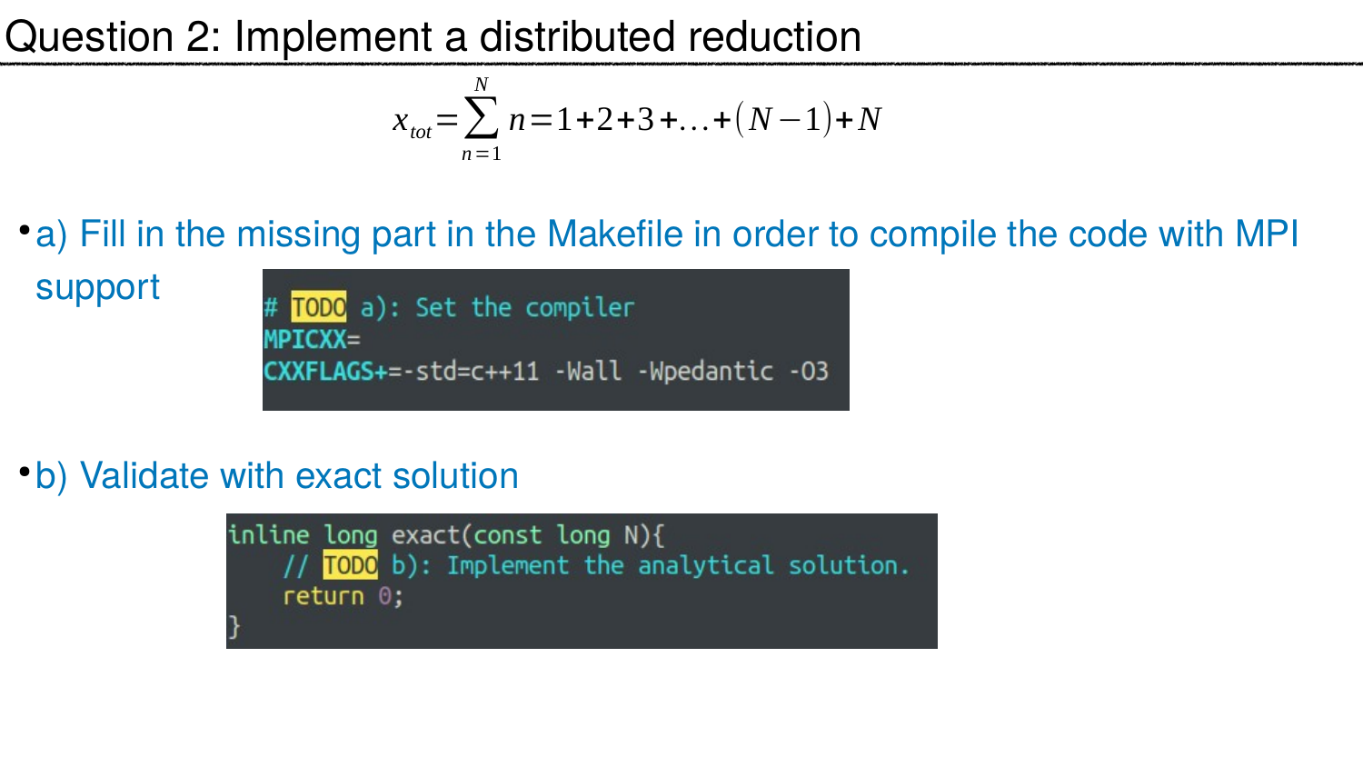# Question 2: Implement a distributed reduction

$$x_{tot} = \sum_{n=1}^{N} n = 1 + 2 + 3 + \ldots + (N-1) + N$$

- a) Fill in the missing part in the Makefile in order to compile the code with MPI support

```
# TODO a): Set the compiler
MPICXX=
CXXFLAGS+=-std=c++11 -Wall -Wpedantic -O3
```

- b) Validate with exact solution

```
inline long exact(const long N){
    // TODO b): Implement the analytical solution.
    return 0;
}
```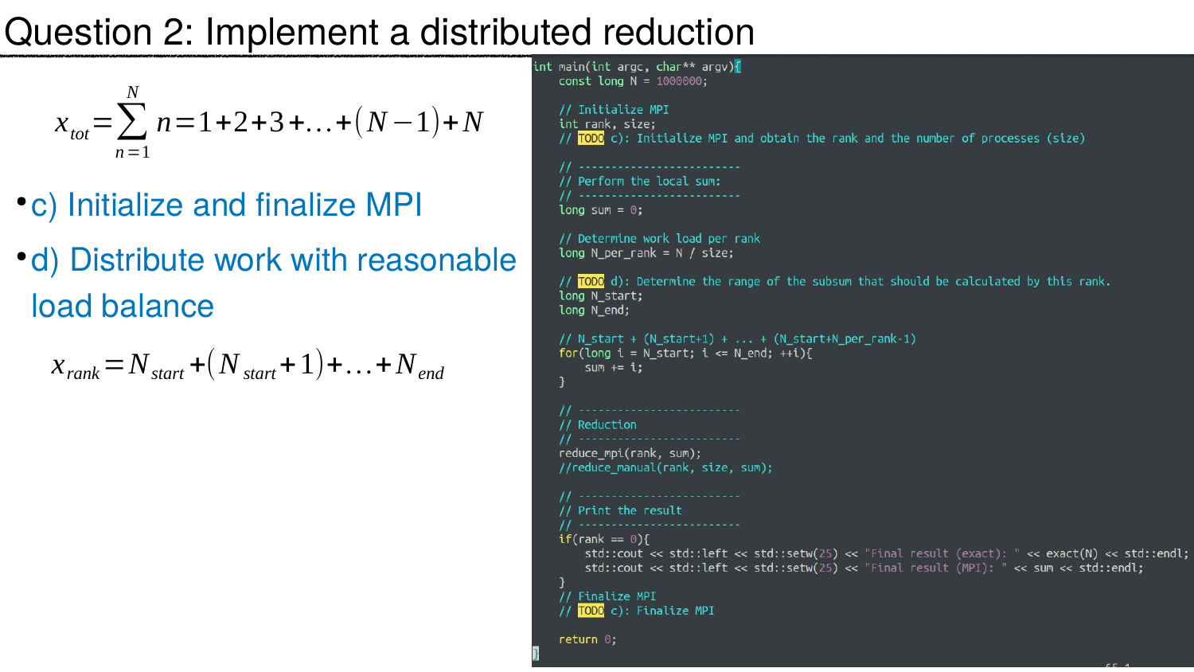# Question 2: Implement a distributed reduction

$$x_{tot} = \sum_{n=1}^{N} n = 1 + 2 + 3 + \ldots + (N-1) + N$$

- c) Initialize and finalize MPI
- d) Distribute work with reasonable load balance

$$x_{rank} = N_{start} + (N_{start} + 1) + \ldots + N_{end}$$

```cpp
int main(int argc, char** argv){
    const long N = 1000000;

    // Initialize MPI
    int rank, size;
    // TODO c): Initialize MPI and obtain the rank and the number of processes (size)

    // ------------------------
    // Perform the local sum:
    // ------------------------
    long sum = 0;

    // Determine work load per rank
    long N_per_rank = N / size;

    // TODO d): Determine the range of the subsum that should be calculated by this rank.
    long N_start;
    long N_end;

    // N_start + (N_start+1) + ... + (N_start+N_per_rank-1)
    for(long i = N_start; i <= N_end; ++i){
        sum += i;
    }

    // ------------------------
    // Reduction
    // ------------------------
    reduce_mpi(rank, sum);
    //reduce_manual(rank, size, sum);

    // ------------------------
    // Print the result
    // ------------------------
    if(rank == 0){
        std::cout << std::left << std::setw(25) << "Final result (exact): " << exact(N) << std::endl;
        std::cout << std::left << std::setw(25) << "Final result (MPI): " << sum << std::endl;
    }
    // Finalize MPI
    // TODO c): Finalize MPI

    return 0;
}
```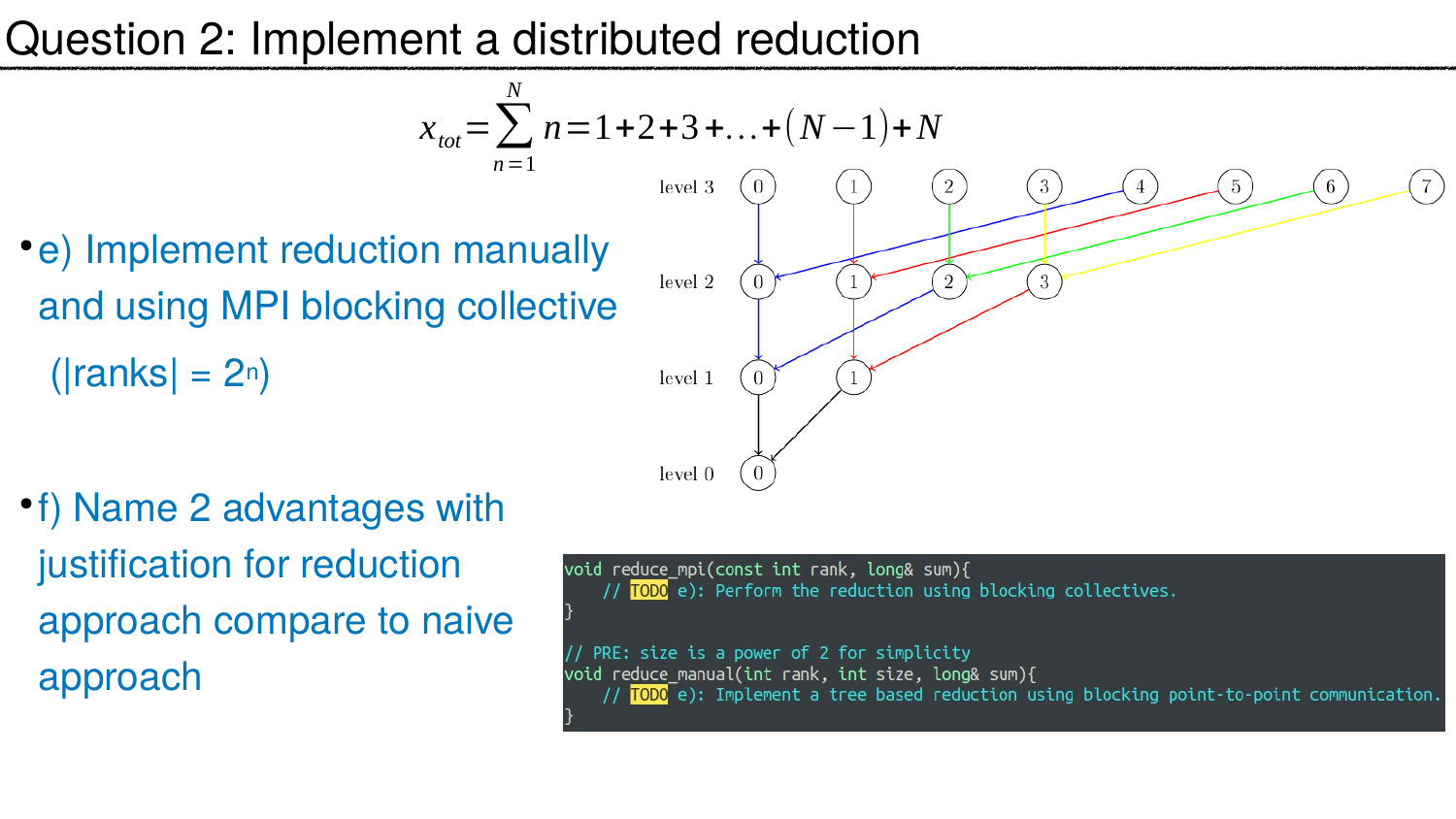# Question 2: Implement a distributed reduction

$$x_{tot} = \sum_{n=1}^{N} n = 1 + 2 + 3 + \ldots + (N-1) + N$$

- e) Implement reduction manually and using MPI blocking collective ($|ranks| = 2^n$)

- f) Name 2 advantages with justification for reduction approach compare to naive approach

level 3: 0 1 2 3 4 5 6 7

level 2: 0 1 2 3

level 1: 0 1

level 0: 0

```
void reduce_mpi(const int rank, long& sum){
    // TODO e): Perform the reduction using blocking collectives.
}

// PRE: size is a power of 2 for simplicity
void reduce_manual(int rank, int size, long& sum){
    // TODO e): Implement a tree based reduction using blocking point-to-point communication.
}
```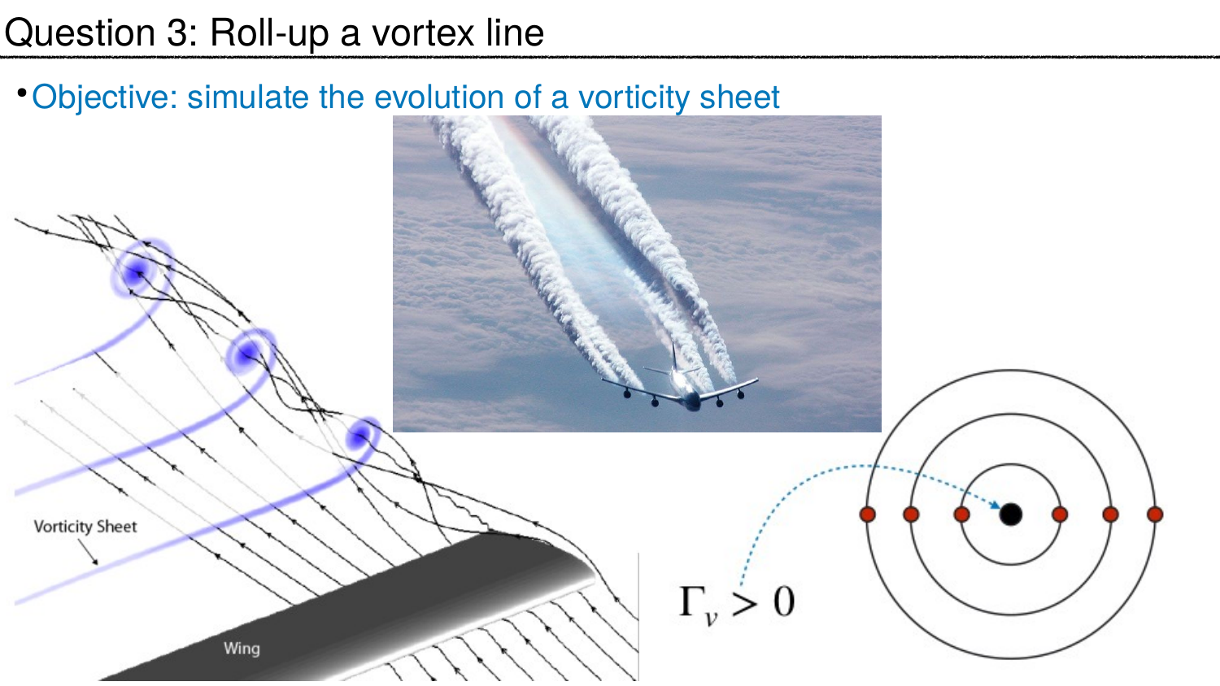# Question 3: Roll-up a vortex line

- Objective: simulate the evolution of a vorticity sheet

Vorticity Sheet

Wing

$\Gamma_v > 0$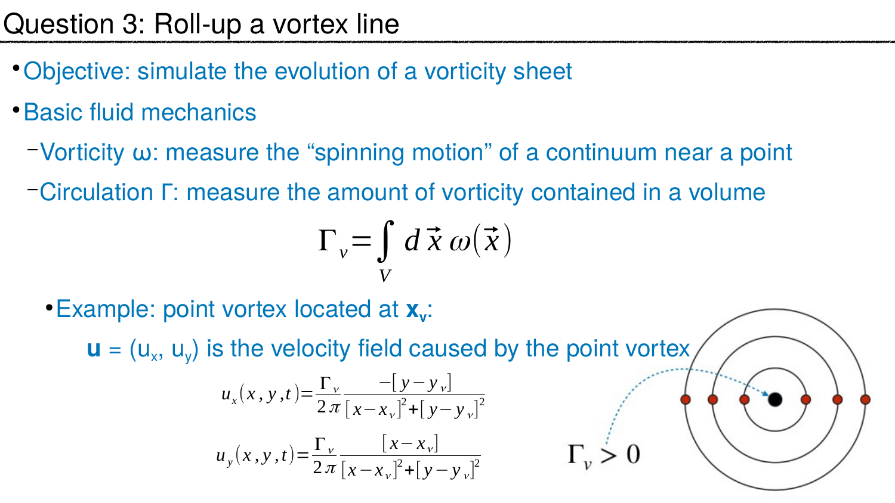# Question 3: Roll-up a vortex line

- Objective: simulate the evolution of a vorticity sheet
- Basic fluid mechanics
  - Vorticity ω: measure the "spinning motion" of a continuum near a point
  - Circulation Γ: measure the amount of vorticity contained in a volume

$$\Gamma_v = \int_V d\vec{x}\, \omega(\vec{x})$$

  - Example: point vortex located at $\mathbf{x_v}$:

    $\mathbf{u} = (u_x, u_y)$ is the velocity field caused by the point vortex

$$u_x(x, y, t) = \frac{\Gamma_v}{2\pi} \frac{-[y - y_v]}{[x - x_v]^2 + [y - y_v]^2}$$

$$u_y(x, y, t) = \frac{\Gamma_v}{2\pi} \frac{[x - x_v]}{[x - x_v]^2 + [y - y_v]^2}$$

$\Gamma_v > 0$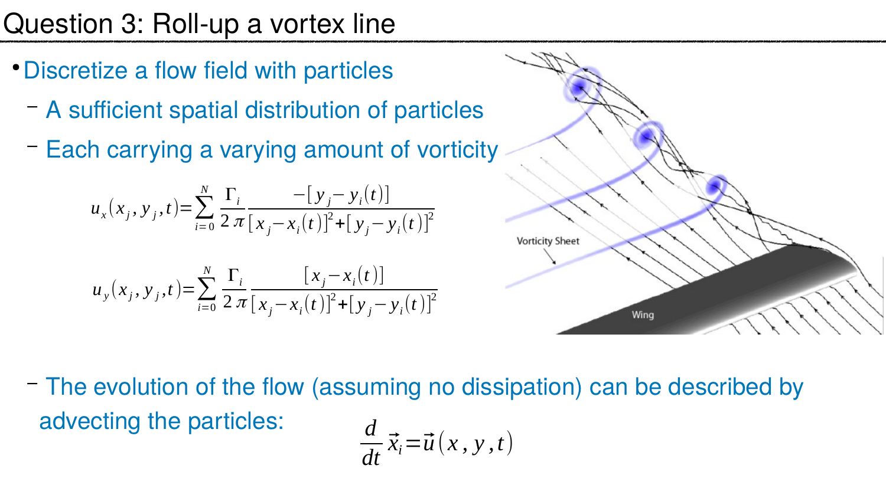# Question 3: Roll-up a vortex line

- Discretize a flow field with particles
  - A sufficient spatial distribution of particles
  - Each carrying a varying amount of vorticity

$$u_x(x_j, y_j, t) = \sum_{i=0}^{N} \frac{\Gamma_i}{2\pi} \frac{-[y_j - y_i(t)]}{[x_j - x_i(t)]^2 + [y_j - y_i(t)]^2}$$

$$u_y(x_j, y_j, t) = \sum_{i=0}^{N} \frac{\Gamma_i}{2\pi} \frac{[x_j - x_i(t)]}{[x_j - x_i(t)]^2 + [y_j - y_i(t)]^2}$$

  - The evolution of the flow (assuming no dissipation) can be described by advecting the particles:

$$\frac{d}{dt}\vec{x}_i = \vec{u}(x, y, t)$$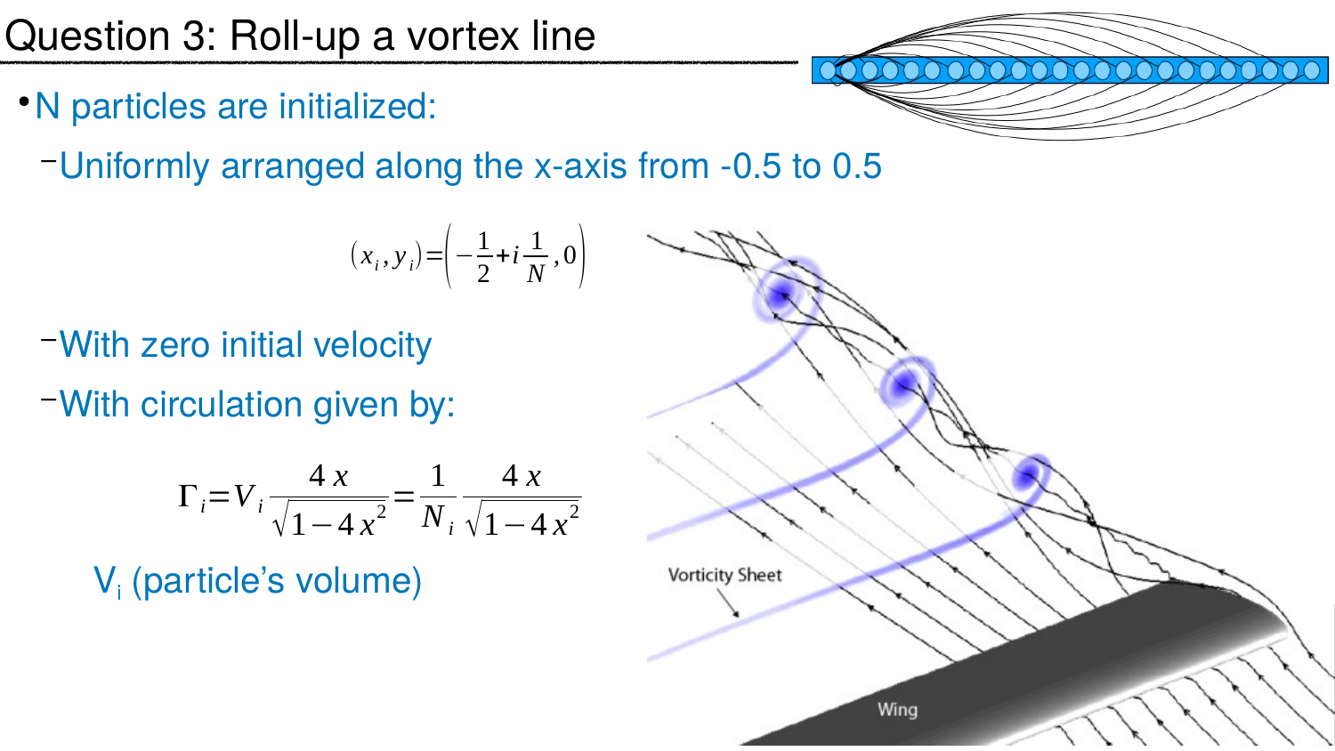# Question 3: Roll-up a vortex line

- N particles are initialized:
  - Uniformly arranged along the x-axis from -0.5 to 0.5

$$(x_i, y_i) = \left(-\frac{1}{2} + i\frac{1}{N}, 0\right)$$

  - With zero initial velocity
  - With circulation given by:

$$\Gamma_i = V_i \frac{4x}{\sqrt{1-4x^2}} = \frac{1}{N_i} \frac{4x}{\sqrt{1-4x^2}}$$

$V_i$ (particle's volume)

Vorticity Sheet

Wing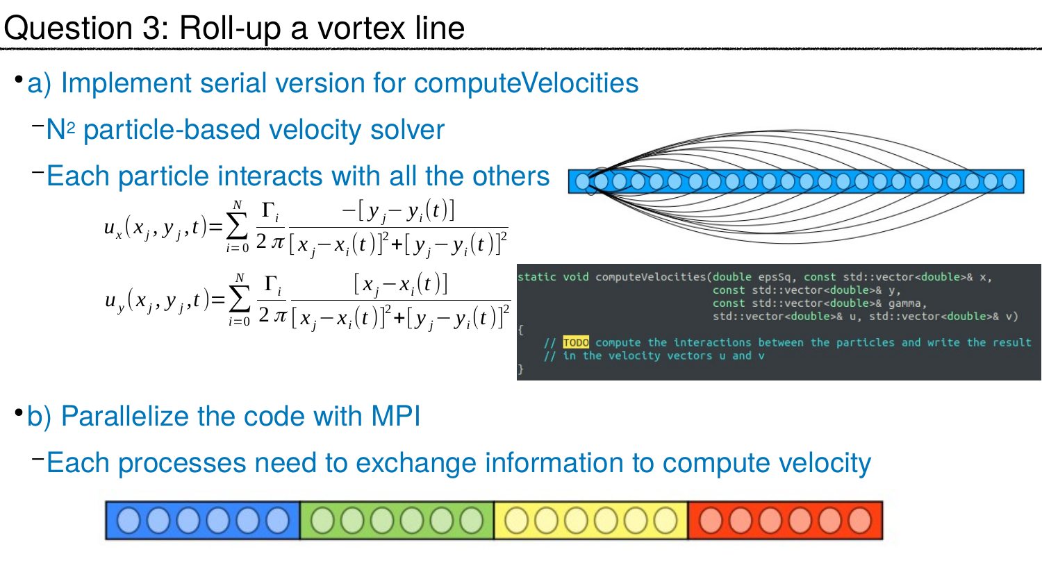# Question 3: Roll-up a vortex line

- a) Implement serial version for computeVelocities
  - $N^2$ particle-based velocity solver
  - Each particle interacts with all the others

$$u_x(x_j, y_j, t) = \sum_{i=0}^{N} \frac{\Gamma_i}{2\pi} \frac{-[y_j - y_i(t)]}{[x_j - x_i(t)]^2 + [y_j - y_i(t)]^2}$$

$$u_y(x_j, y_j, t) = \sum_{i=0}^{N} \frac{\Gamma_i}{2\pi} \frac{[x_j - x_i(t)]}{[x_j - x_i(t)]^2 + [y_j - y_i(t)]^2}$$

```
static void computeVelocities(double epsSq, const std::vector<double>& x,
                              const std::vector<double>& y,
                              const std::vector<double>& gamma,
                              std::vector<double>& u, std::vector<double>& v)
{
    // TODO compute the interactions between the particles and write the result
    // in the velocity vectors u and v
}
```

- b) Parallelize the code with MPI
  - Each processes need to exchange information to compute velocity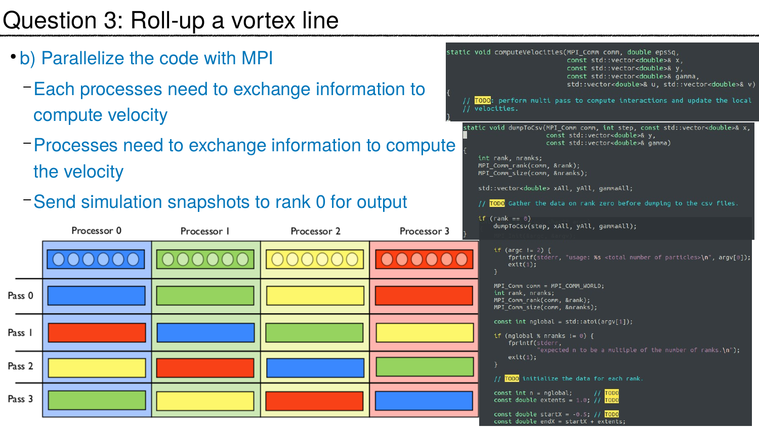# Question 3: Roll-up a vortex line

- b) Parallelize the code with MPI
  - Each processes need to exchange information to compute velocity
  - Processes need to exchange information to compute the velocity
  - Send simulation snapshots to rank 0 for output

| | Processor 0 | Processor 1 | Processor 2 | Processor 3 |
|---|---|---|---|---|
| | blue particles | green particles | yellow particles | red particles |
| Pass 0 | blue | green | yellow | red |
| Pass 1 | red | blue | green | yellow |
| Pass 2 | yellow | red | blue | green |
| Pass 3 | green | yellow | red | blue |

```cpp
static void computeVelocities(MPI_Comm comm, double epsSq,
                              const std::vector<double>& x,
                              const std::vector<double>& y,
                              const std::vector<double>& gamma,
                              std::vector<double>& u, std::vector<double>& v)
{
    // TODO: perform multi pass to compute interactions and update the local
    // velocities.
}
```

```cpp
static void dumpToCsv(MPI_Comm comm, int step, const std::vector<double>& x,
                      const std::vector<double>& y,
                      const std::vector<double>& gamma)
{
    int rank, nranks;
    MPI_Comm_rank(comm, &rank);
    MPI_Comm_size(comm, &nranks);

    std::vector<double> xAll, yAll, gammaAll;

    // TODO Gather the data on rank zero before dumping to the csv files.

    if (rank == 0)
        dumpToCsv(step, xAll, yAll, gammaAll);
}
```

```cpp
    if (argc != 2) {
        fprintf(stderr, "usage: %s <total number of particles>\n", argv[0]);
        exit(1);
    }

    MPI_Comm comm = MPI_COMM_WORLD;
    int rank, nranks;
    MPI_Comm_rank(comm, &rank);
    MPI_Comm_size(comm, &nranks);

    const int nglobal = std::atoi(argv[1]);

    if (nglobal % nranks != 0) {
        fprintf(stderr,
                "expected n to be a multiple of the number of ranks.\n");
        exit(1);
    }

    // TODO initialize the data for each rank.

    const int n = nglobal;      // TODO
    const double extents = 1.0; // TODO

    const double startX = -0.5; // TODO
    const double endX = startX + extents;
```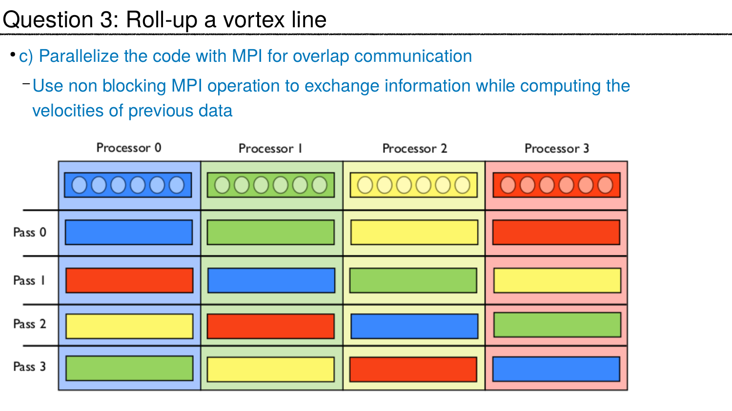# Question 3: Roll-up a vortex line

- c) Parallelize the code with MPI for overlap communication
  - Use non blocking MPI operation to exchange information while computing the velocities of previous data

Processor 0

Processor 1

Processor 2

Processor 3

Pass 0

Pass 1

Pass 2

Pass 3